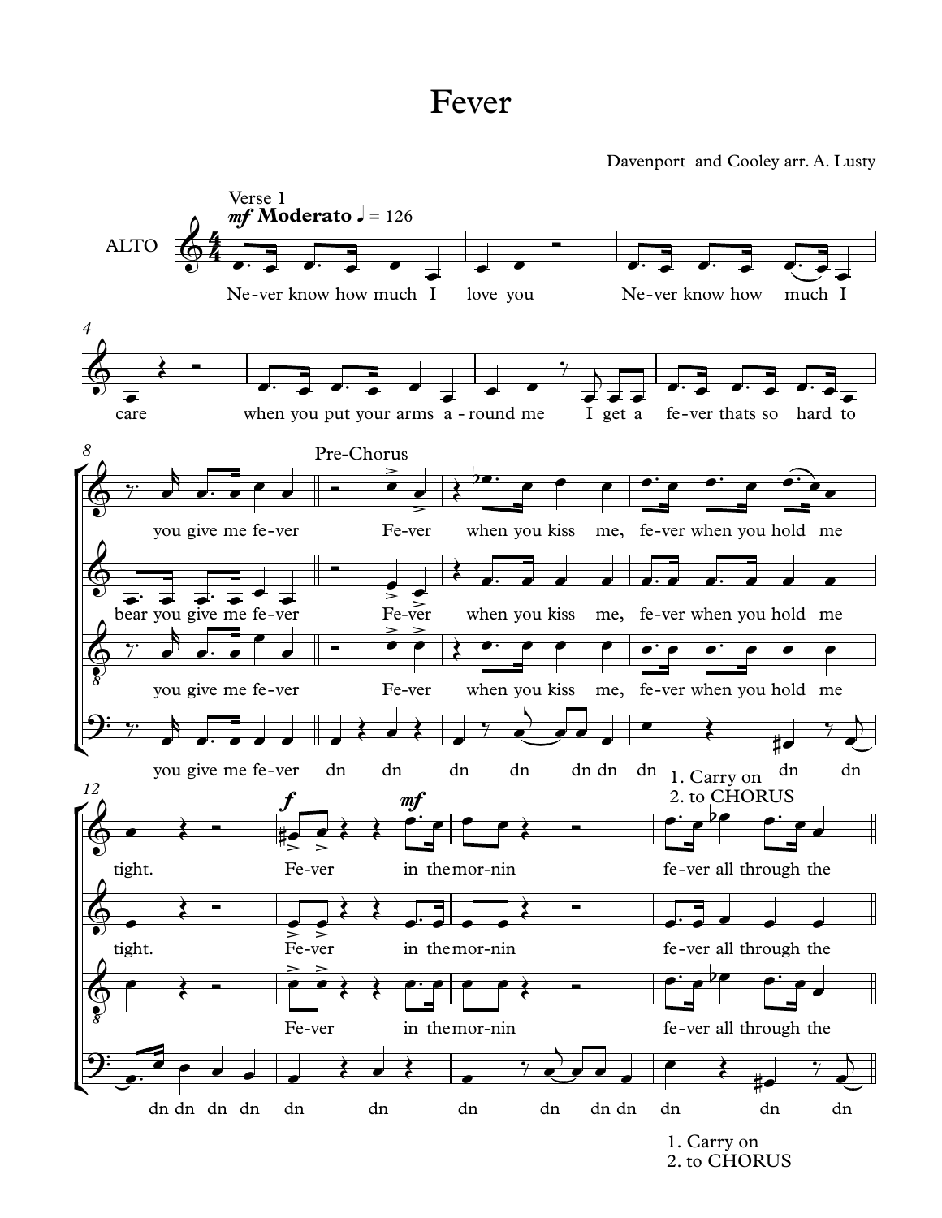# Fever

Davenport and Cooley arr. A. Lusty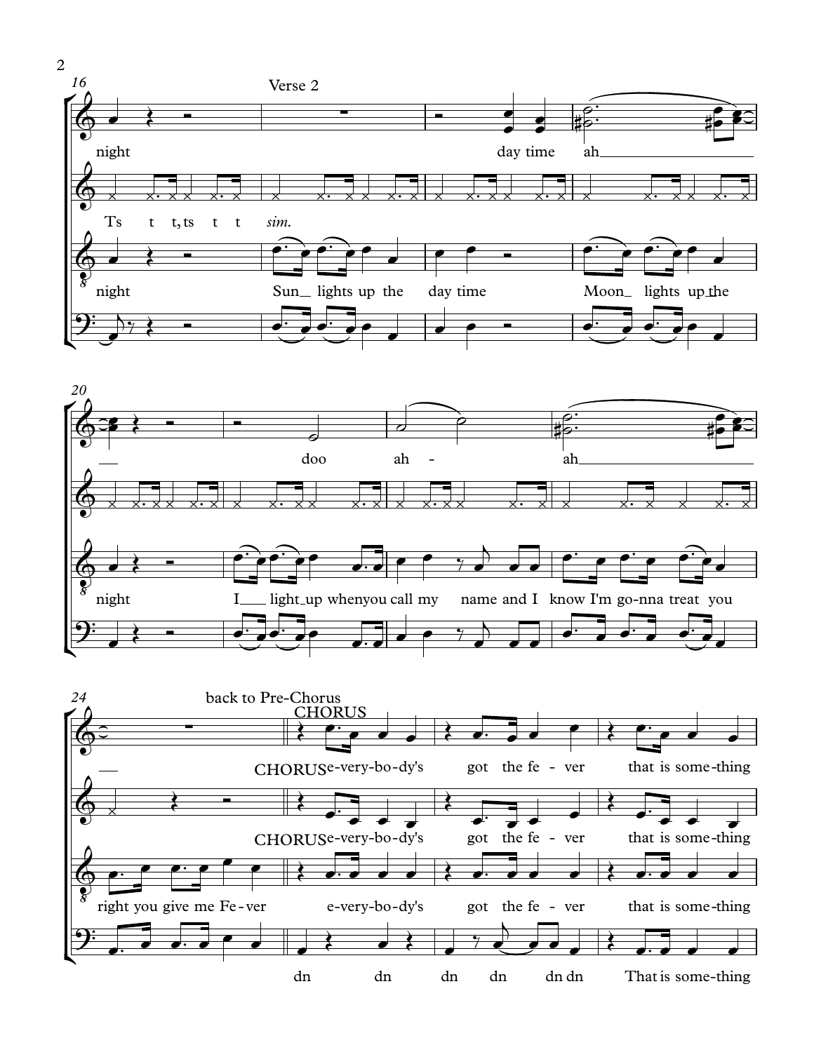Verse 2

night

day time ah

Ts t t, ts t t *sim.*

night Sun lights up the day time Moon lights up the

doo ah - ah

night I light up when you call my name and I know I'm go-nna treat you

back to Pre-Chorus

CHORUS

CHORUS e-very-bo-dy's got the fe - ver that is some-thing

CHORUS e-very-bo-dy's got the fe - ver that is some-thing

right you give me Fe-ver e-very-bo-dy's got the fe - ver that is some-thing

dn dn dn dn dn dn That is some-thing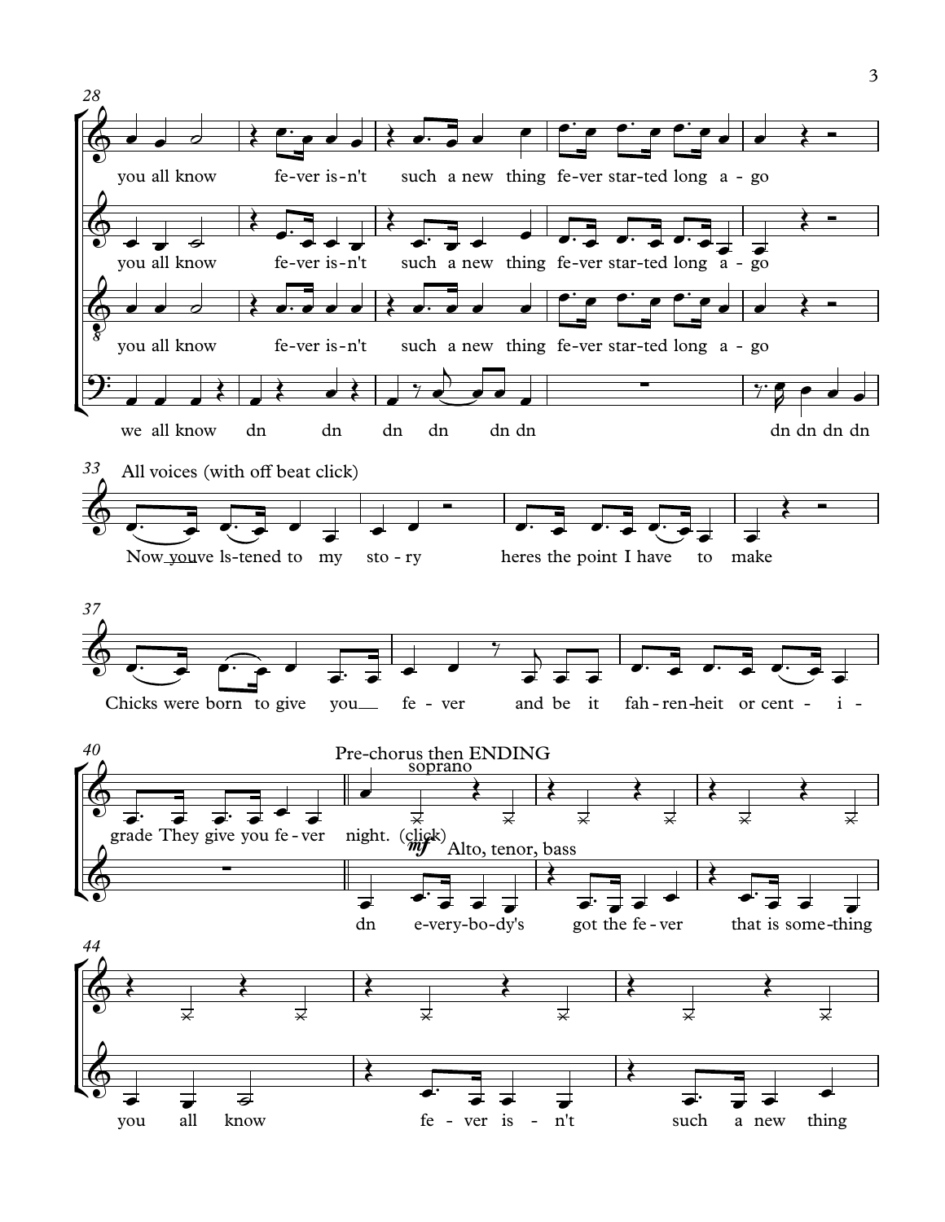you all know fe-ver is-n't such a new thing fe-ver started long a-go

you all know fe-ver is-n't such a new thing fe-ver star-ted long a-go

you all know fe-ver is-n't such a new thing fe-ver star-ted long a-go

we all know dn dn dn dn dn dn dn dn dn dn

All voices (with off beat click)

Now youve ls-tened to my sto-ry heres the point I have to make

Chicks were born to give you fe-ver and be it fah-ren-heit or cent-i-

grade They give you fe-ver night. (click)

Pre-chorus then ENDING

soprano

*mf* Alto, tenor, bass

dn e-very-bo-dy's got the fe-ver that is some-thing

you all know fe-ver is-n't such a new thing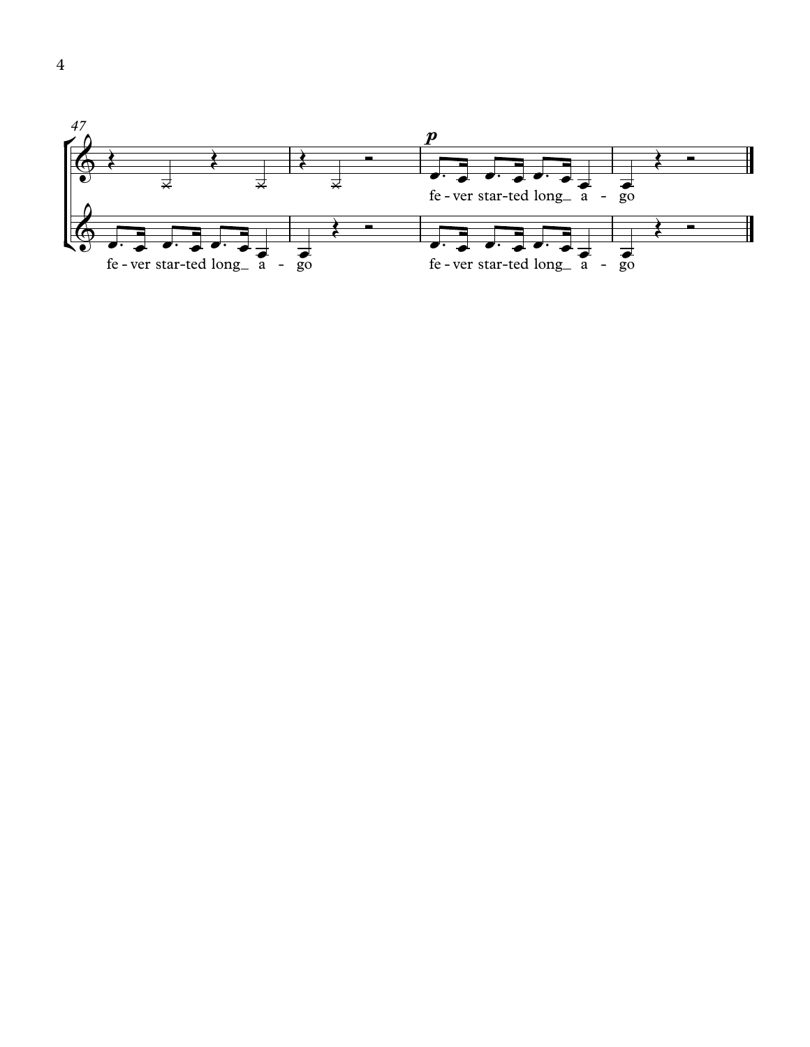47

*p*

fe - ver star-ted long_ a - go

fe - ver star-ted long_ a - go

fe - ver star-ted long_ a - go